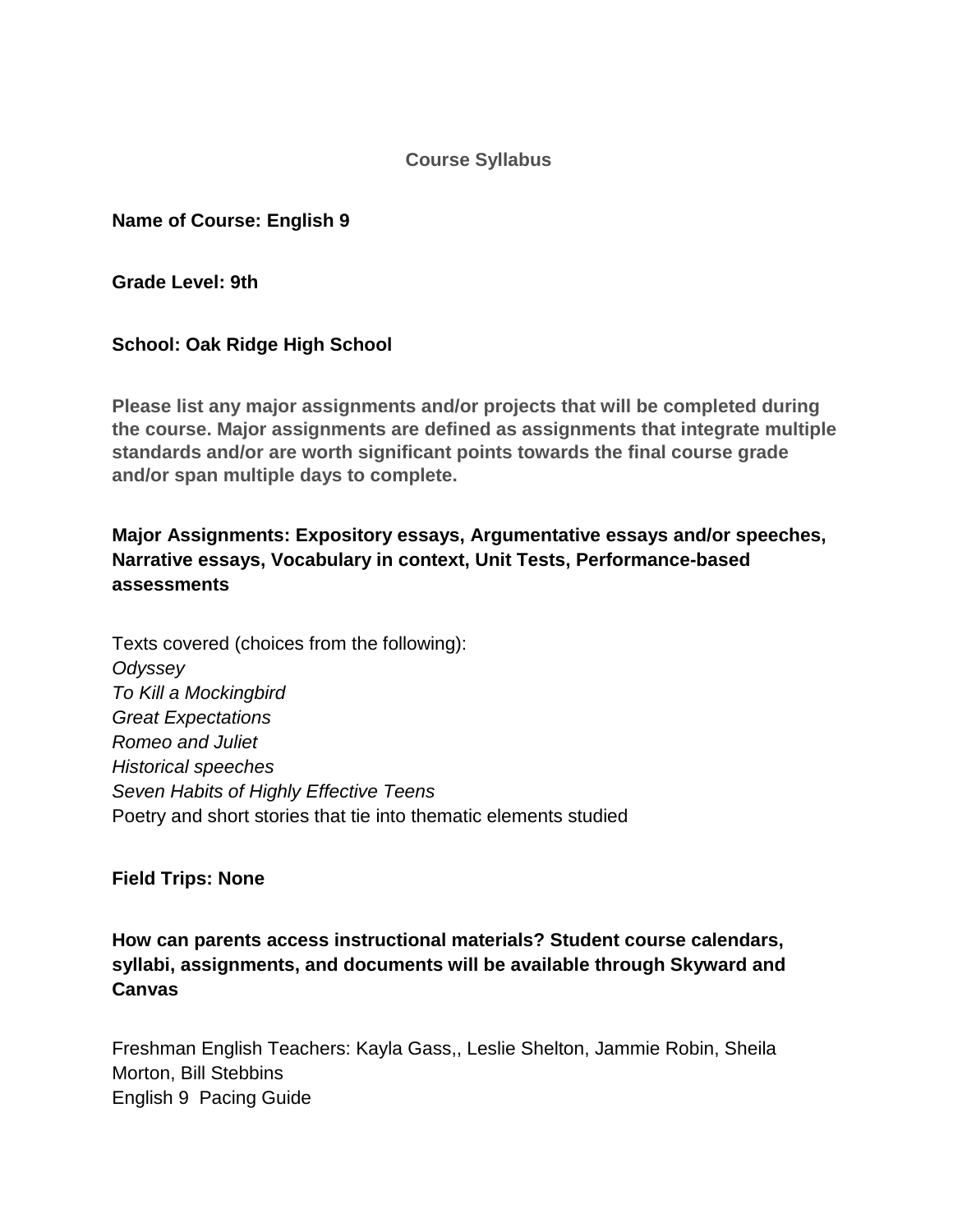## Course Syllabus

**Name of Course: English 9**

**Grade Level: 9th**

**School: Oak Ridge High School**

**Please list any major assignments and/or projects that will be completed during the course. Major assignments are defined as assignments that integrate multiple standards and/or are worth significant points towards the final course grade and/or span multiple days to complete.**

**Major Assignments: Expository essays, Argumentative essays and/or speeches, Narrative essays, Vocabulary in context, Unit Tests, Performance-based assessments**

Texts covered (choices from the following):
*Odyssey*
*To Kill a Mockingbird*
*Great Expectations*
*Romeo and Juliet*
*Historical speeches*
*Seven Habits of Highly Effective Teens*
Poetry and short stories that tie into thematic elements studied

**Field Trips: None**

**How can parents access instructional materials? Student course calendars, syllabi, assignments, and documents will be available through Skyward and Canvas**

Freshman English Teachers: Kayla Gass,, Leslie Shelton, Jammie Robin, Sheila Morton, Bill Stebbins
English 9 Pacing Guide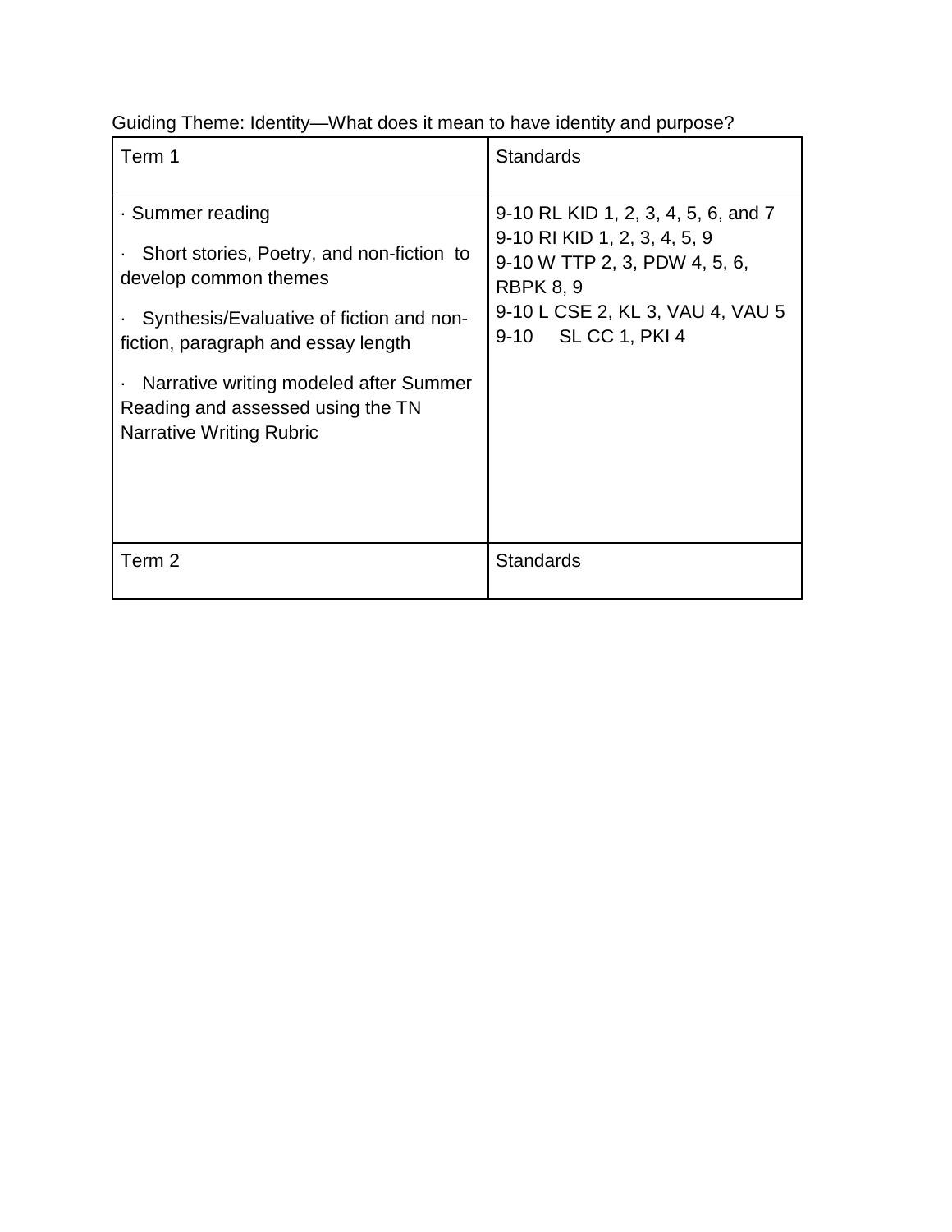Guiding Theme: Identity—What does it mean to have identity and purpose?

| Term 1 | Standards |
| --- | --- |
| · Summer reading<br><br>· Short stories, Poetry, and non-fiction to develop common themes<br><br>· Synthesis/Evaluative of fiction and non-fiction, paragraph and essay length<br><br>· Narrative writing modeled after Summer Reading and assessed using the TN Narrative Writing Rubric | 9-10 RL KID 1, 2, 3, 4, 5, 6, and 7<br>9-10 RI KID 1, 2, 3, 4, 5, 9<br>9-10 W TTP 2, 3, PDW 4, 5, 6, RBPK 8, 9<br>9-10 L CSE 2, KL 3, VAU 4, VAU 5<br>9-10 SL CC 1, PKI 4 |
| Term 2 | Standards |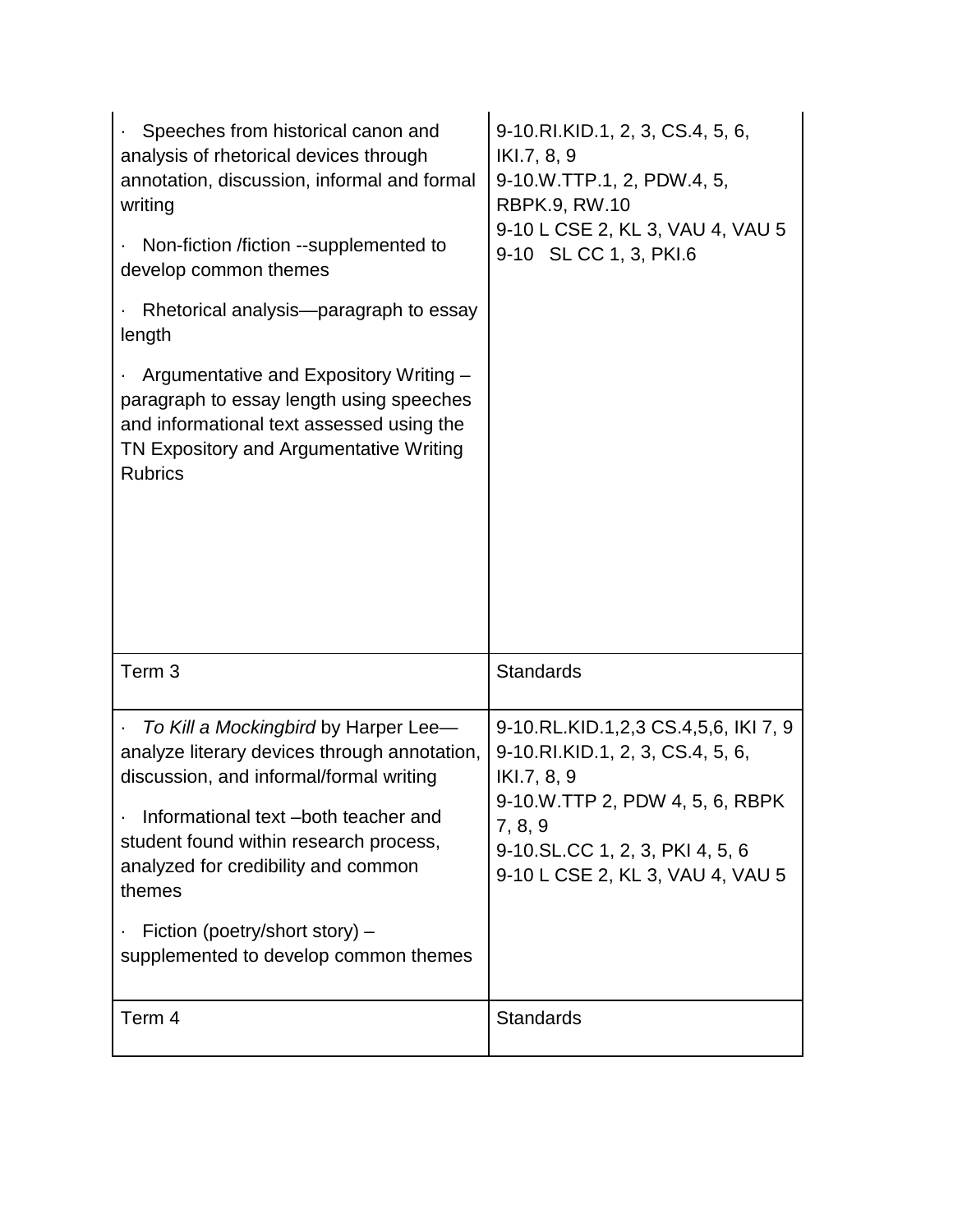| | |
|---|---|
| · Speeches from historical canon and analysis of rhetorical devices through annotation, discussion, informal and formal writing<br><br>· Non-fiction /fiction --supplemented to develop common themes<br><br>· Rhetorical analysis—paragraph to essay length<br><br>· Argumentative and Expository Writing – paragraph to essay length using speeches and informational text assessed using the TN Expository and Argumentative Writing Rubrics | 9-10.RI.KID.1, 2, 3, CS.4, 5, 6, IKI.7, 8, 9<br>9-10.W.TTP.1, 2, PDW.4, 5, RBPK.9, RW.10<br>9-10 L CSE 2, KL 3, VAU 4, VAU 5<br>9-10 SL CC 1, 3, PKI.6 |
| Term 3 | Standards |
| · *To Kill a Mockingbird* by Harper Lee—analyze literary devices through annotation, discussion, and informal/formal writing<br><br>· Informational text –both teacher and student found within research process, analyzed for credibility and common themes<br><br>· Fiction (poetry/short story) – supplemented to develop common themes | 9-10.RL.KID.1,2,3 CS.4,5,6, IKI 7, 9<br>9-10.RI.KID.1, 2, 3, CS.4, 5, 6, IKI.7, 8, 9<br>9-10.W.TTP 2, PDW 4, 5, 6, RBPK 7, 8, 9<br>9-10.SL.CC 1, 2, 3, PKI 4, 5, 6<br>9-10 L CSE 2, KL 3, VAU 4, VAU 5 |
| Term 4 | Standards |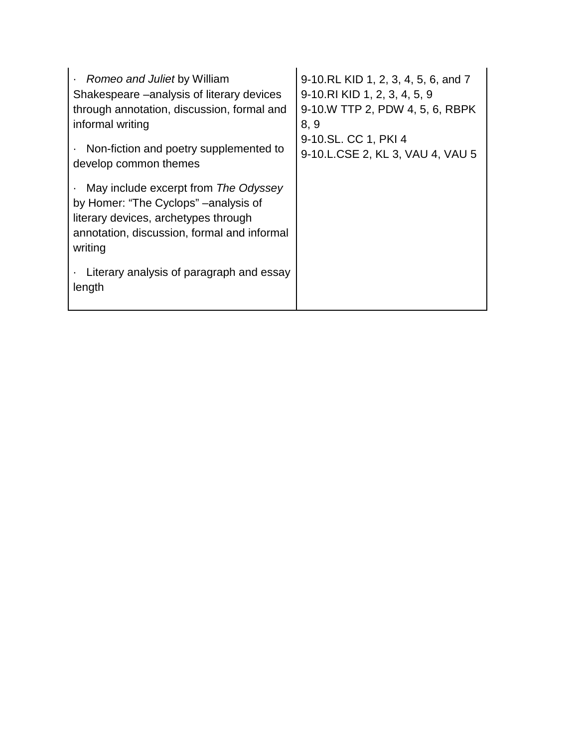| | |
|---|---|
| · *Romeo and Juliet* by William Shakespeare –analysis of literary devices through annotation, discussion, formal and informal writing<br><br>· Non-fiction and poetry supplemented to develop common themes<br><br>· May include excerpt from *The Odyssey* by Homer: “The Cyclops” –analysis of literary devices, archetypes through annotation, discussion, formal and informal writing<br><br>· Literary analysis of paragraph and essay length | 9-10.RL KID 1, 2, 3, 4, 5, 6, and 7<br>9-10.RI KID 1, 2, 3, 4, 5, 9<br>9-10.W TTP 2, PDW 4, 5, 6, RBPK 8, 9<br>9-10.SL. CC 1, PKI 4<br>9-10.L.CSE 2, KL 3, VAU 4, VAU 5 |